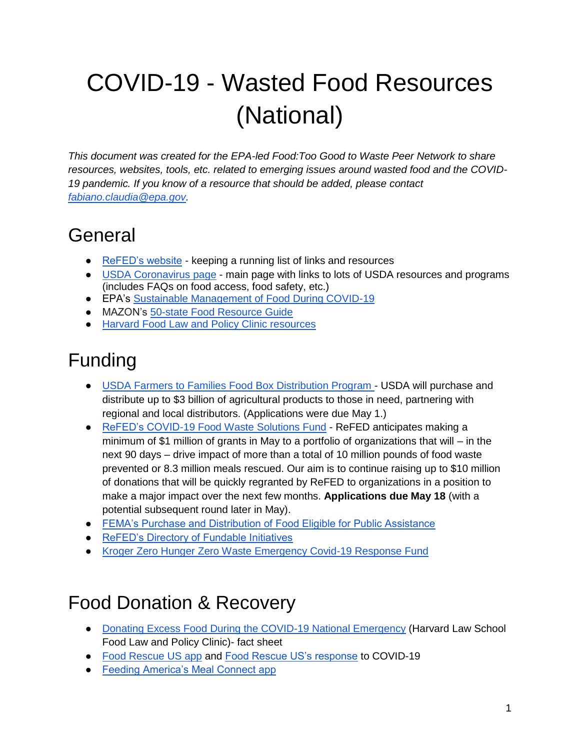# COVID-19 - Wasted Food Resources (National)

*This document was created for the EPA-led Food:Too Good to Waste Peer Network to share resources, websites, tools, etc. related to emerging issues around wasted food and the COVID-19 pandemic. If you know of a resource that should be added, please contact fabiano.claudia@epa.gov.*

## General

- ReFED's website - keeping a running list of links and resources
- USDA Coronavirus page - main page with links to lots of USDA resources and programs (includes FAQs on food access, food safety, etc.)
- EPA's Sustainable Management of Food During COVID-19
- MAZON's 50-state Food Resource Guide
- Harvard Food Law and Policy Clinic resources

## Funding

- USDA Farmers to Families Food Box Distribution Program - USDA will purchase and distribute up to $3 billion of agricultural products to those in need, partnering with regional and local distributors. (Applications were due May 1.)
- ReFED's COVID-19 Food Waste Solutions Fund - ReFED anticipates making a minimum of $1 million of grants in May to a portfolio of organizations that will – in the next 90 days – drive impact of more than a total of 10 million pounds of food waste prevented or 8.3 million meals rescued. Our aim is to continue raising up to $10 million of donations that will be quickly regranted by ReFED to organizations in a position to make a major impact over the next few months. **Applications due May 18** (with a potential subsequent round later in May).
- FEMA's Purchase and Distribution of Food Eligible for Public Assistance
- ReFED's Directory of Fundable Initiatives
- Kroger Zero Hunger Zero Waste Emergency Covid-19 Response Fund

## Food Donation & Recovery

- Donating Excess Food During the COVID-19 National Emergency (Harvard Law School Food Law and Policy Clinic)- fact sheet
- Food Rescue US app and Food Rescue US's response to COVID-19
- Feeding America's Meal Connect app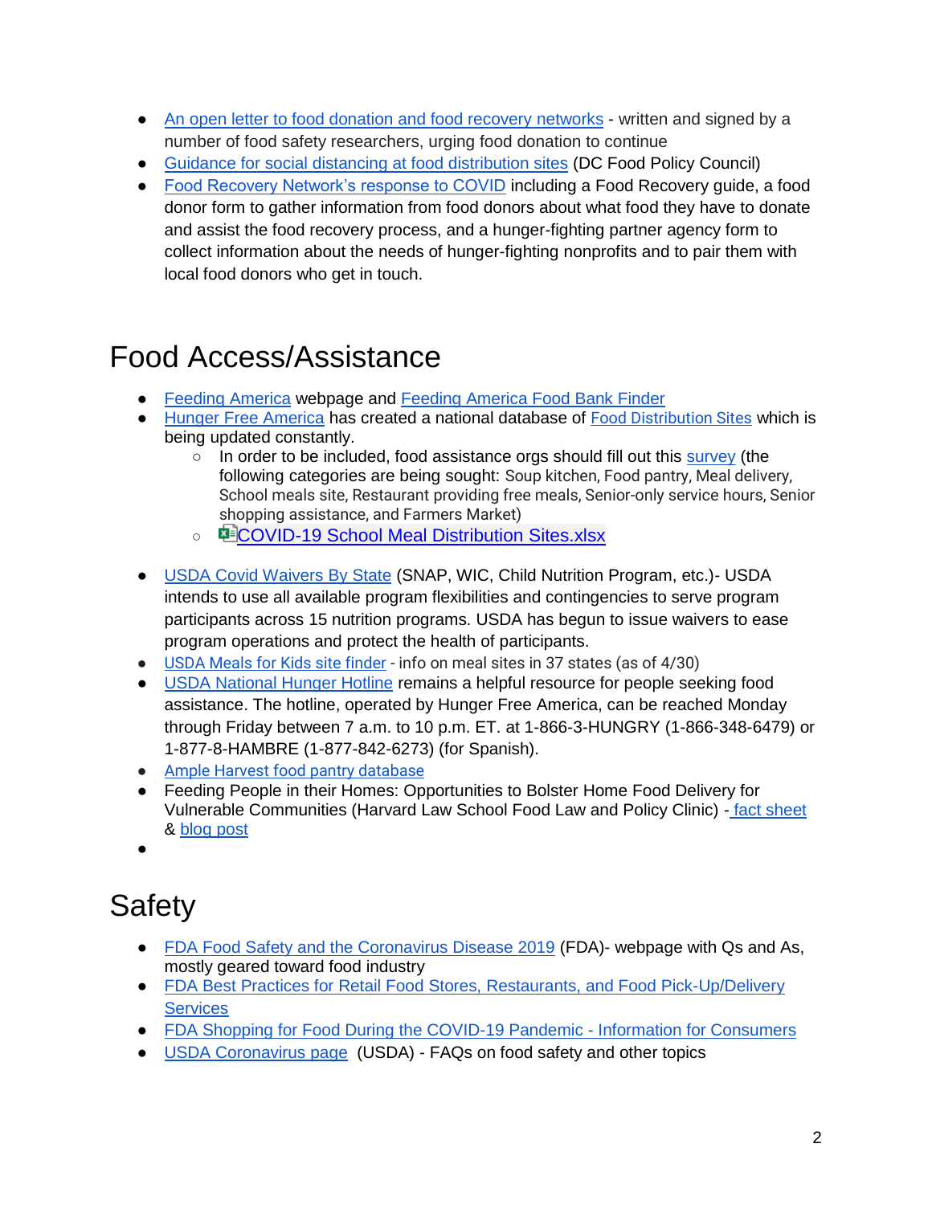- An open letter to food donation and food recovery networks - written and signed by a number of food safety researchers, urging food donation to continue
- Guidance for social distancing at food distribution sites (DC Food Policy Council)
- Food Recovery Network's response to COVID including a Food Recovery guide, a food donor form to gather information from food donors about what food they have to donate and assist the food recovery process, and a hunger-fighting partner agency form to collect information about the needs of hunger-fighting nonprofits and to pair them with local food donors who get in touch.

# Food Access/Assistance

- Feeding America webpage and Feeding America Food Bank Finder
- Hunger Free America has created a national database of Food Distribution Sites which is being updated constantly.
  - In order to be included, food assistance orgs should fill out this survey (the following categories are being sought: Soup kitchen, Food pantry, Meal delivery, School meals site, Restaurant providing free meals, Senior-only service hours, Senior shopping assistance, and Farmers Market)
  - COVID-19 School Meal Distribution Sites.xlsx
- USDA Covid Waivers By State (SNAP, WIC, Child Nutrition Program, etc.)- USDA intends to use all available program flexibilities and contingencies to serve program participants across 15 nutrition programs. USDA has begun to issue waivers to ease program operations and protect the health of participants.
- USDA Meals for Kids site finder - info on meal sites in 37 states (as of 4/30)
- USDA National Hunger Hotline remains a helpful resource for people seeking food assistance. The hotline, operated by Hunger Free America, can be reached Monday through Friday between 7 a.m. to 10 p.m. ET. at 1-866-3-HUNGRY (1-866-348-6479) or 1-877-8-HAMBRE (1-877-842-6273) (for Spanish).
- Ample Harvest food pantry database
- Feeding People in their Homes: Opportunities to Bolster Home Food Delivery for Vulnerable Communities (Harvard Law School Food Law and Policy Clinic) - fact sheet & blog post

# Safety

- FDA Food Safety and the Coronavirus Disease 2019 (FDA)- webpage with Qs and As, mostly geared toward food industry
- FDA Best Practices for Retail Food Stores, Restaurants, and Food Pick-Up/Delivery Services
- FDA Shopping for Food During the COVID-19 Pandemic - Information for Consumers
- USDA Coronavirus page (USDA) - FAQs on food safety and other topics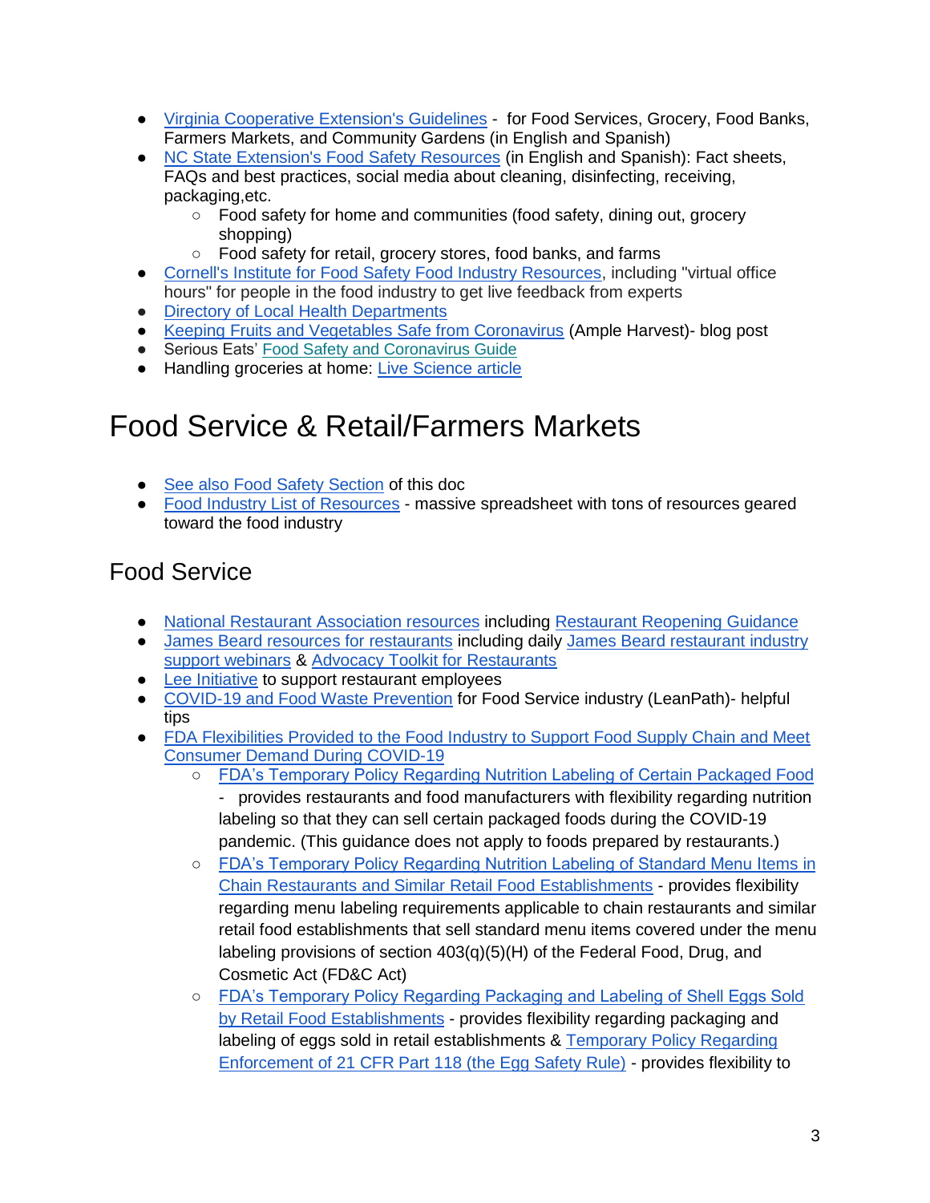- Virginia Cooperative Extension's Guidelines - for Food Services, Grocery, Food Banks, Farmers Markets, and Community Gardens (in English and Spanish)
- NC State Extension's Food Safety Resources (in English and Spanish): Fact sheets, FAQs and best practices, social media about cleaning, disinfecting, receiving, packaging,etc.
    - Food safety for home and communities (food safety, dining out, grocery shopping)
    - Food safety for retail, grocery stores, food banks, and farms
- Cornell's Institute for Food Safety Food Industry Resources, including "virtual office hours" for people in the food industry to get live feedback from experts
- Directory of Local Health Departments
- Keeping Fruits and Vegetables Safe from Coronavirus (Ample Harvest)- blog post
- Serious Eats' Food Safety and Coronavirus Guide
- Handling groceries at home: Live Science article

# Food Service & Retail/Farmers Markets

- See also Food Safety Section of this doc
- Food Industry List of Resources - massive spreadsheet with tons of resources geared toward the food industry

## Food Service

- National Restaurant Association resources including Restaurant Reopening Guidance
- James Beard resources for restaurants including daily James Beard restaurant industry support webinars & Advocacy Toolkit for Restaurants
- Lee Initiative to support restaurant employees
- COVID-19 and Food Waste Prevention for Food Service industry (LeanPath)- helpful tips
- FDA Flexibilities Provided to the Food Industry to Support Food Supply Chain and Meet Consumer Demand During COVID-19
    - FDA's Temporary Policy Regarding Nutrition Labeling of Certain Packaged Food - provides restaurants and food manufacturers with flexibility regarding nutrition labeling so that they can sell certain packaged foods during the COVID-19 pandemic. (This guidance does not apply to foods prepared by restaurants.)
    - FDA's Temporary Policy Regarding Nutrition Labeling of Standard Menu Items in Chain Restaurants and Similar Retail Food Establishments - provides flexibility regarding menu labeling requirements applicable to chain restaurants and similar retail food establishments that sell standard menu items covered under the menu labeling provisions of section 403(q)(5)(H) of the Federal Food, Drug, and Cosmetic Act (FD&C Act)
    - FDA's Temporary Policy Regarding Packaging and Labeling of Shell Eggs Sold by Retail Food Establishments - provides flexibility regarding packaging and labeling of eggs sold in retail establishments & Temporary Policy Regarding Enforcement of 21 CFR Part 118 (the Egg Safety Rule) - provides flexibility to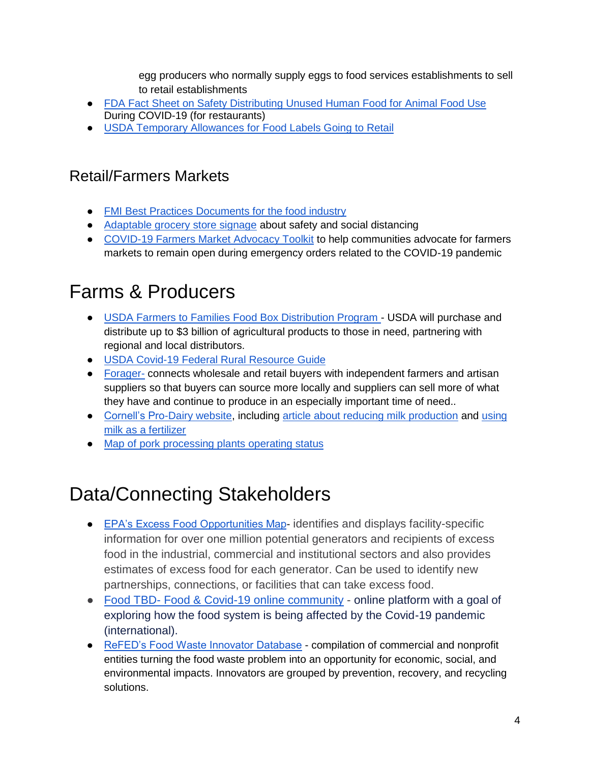egg producers who normally supply eggs to food services establishments to sell to retail establishments

- FDA Fact Sheet on Safety Distributing Unused Human Food for Animal Food Use During COVID-19 (for restaurants)
- USDA Temporary Allowances for Food Labels Going to Retail

### Retail/Farmers Markets

- FMI Best Practices Documents for the food industry
- Adaptable grocery store signage about safety and social distancing
- COVID-19 Farmers Market Advocacy Toolkit to help communities advocate for farmers markets to remain open during emergency orders related to the COVID-19 pandemic

## Farms & Producers

- USDA Farmers to Families Food Box Distribution Program - USDA will purchase and distribute up to $3 billion of agricultural products to those in need, partnering with regional and local distributors.
- USDA Covid-19 Federal Rural Resource Guide
- Forager- connects wholesale and retail buyers with independent farmers and artisan suppliers so that buyers can source more locally and suppliers can sell more of what they have and continue to produce in an especially important time of need..
- Cornell's Pro-Dairy website, including article about reducing milk production and using milk as a fertilizer
- Map of pork processing plants operating status

## Data/Connecting Stakeholders

- EPA's Excess Food Opportunities Map- identifies and displays facility-specific information for over one million potential generators and recipients of excess food in the industrial, commercial and institutional sectors and also provides estimates of excess food for each generator. Can be used to identify new partnerships, connections, or facilities that can take excess food.
- Food TBD- Food & Covid-19 online community - online platform with a goal of exploring how the food system is being affected by the Covid-19 pandemic (international).
- ReFED's Food Waste Innovator Database - compilation of commercial and nonprofit entities turning the food waste problem into an opportunity for economic, social, and environmental impacts. Innovators are grouped by prevention, recovery, and recycling solutions.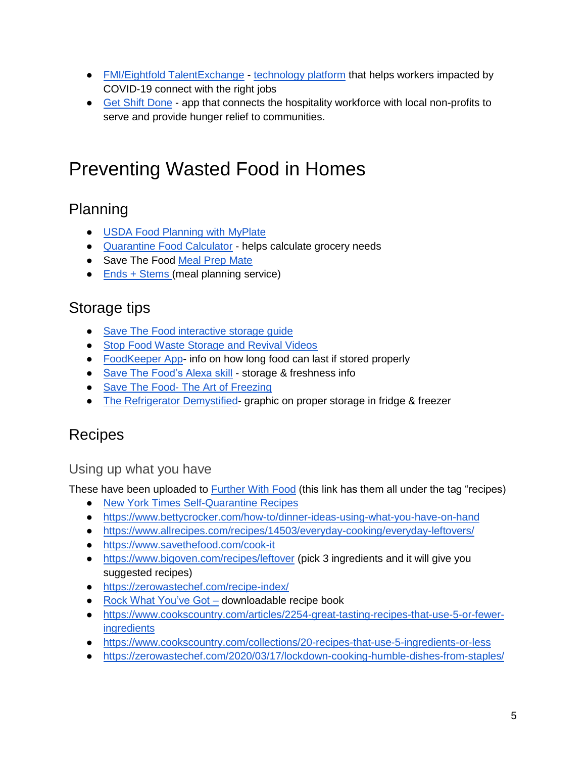- FMI/Eightfold TalentExchange - technology platform that helps workers impacted by COVID-19 connect with the right jobs
- Get Shift Done - app that connects the hospitality workforce with local non-profits to serve and provide hunger relief to communities.

# Preventing Wasted Food in Homes

## Planning

- USDA Food Planning with MyPlate
- Quarantine Food Calculator - helps calculate grocery needs
- Save The Food Meal Prep Mate
- Ends + Stems (meal planning service)

## Storage tips

- Save The Food interactive storage guide
- Stop Food Waste Storage and Revival Videos
- FoodKeeper App- info on how long food can last if stored properly
- Save The Food's Alexa skill - storage & freshness info
- Save The Food- The Art of Freezing
- The Refrigerator Demystified- graphic on proper storage in fridge & freezer

## Recipes

### Using up what you have

These have been uploaded to Further With Food (this link has them all under the tag "recipes)

- New York Times Self-Quarantine Recipes
- https://www.bettycrocker.com/how-to/dinner-ideas-using-what-you-have-on-hand
- https://www.allrecipes.com/recipes/14503/everyday-cooking/everyday-leftovers/
- https://www.savethefood.com/cook-it
- https://www.bigoven.com/recipes/leftover (pick 3 ingredients and it will give you suggested recipes)
- https://zerowastechef.com/recipe-index/
- Rock What You've Got – downloadable recipe book
- https://www.cookscountry.com/articles/2254-great-tasting-recipes-that-use-5-or-fewer-ingredients
- https://www.cookscountry.com/collections/20-recipes-that-use-5-ingredients-or-less
- https://zerowastechef.com/2020/03/17/lockdown-cooking-humble-dishes-from-staples/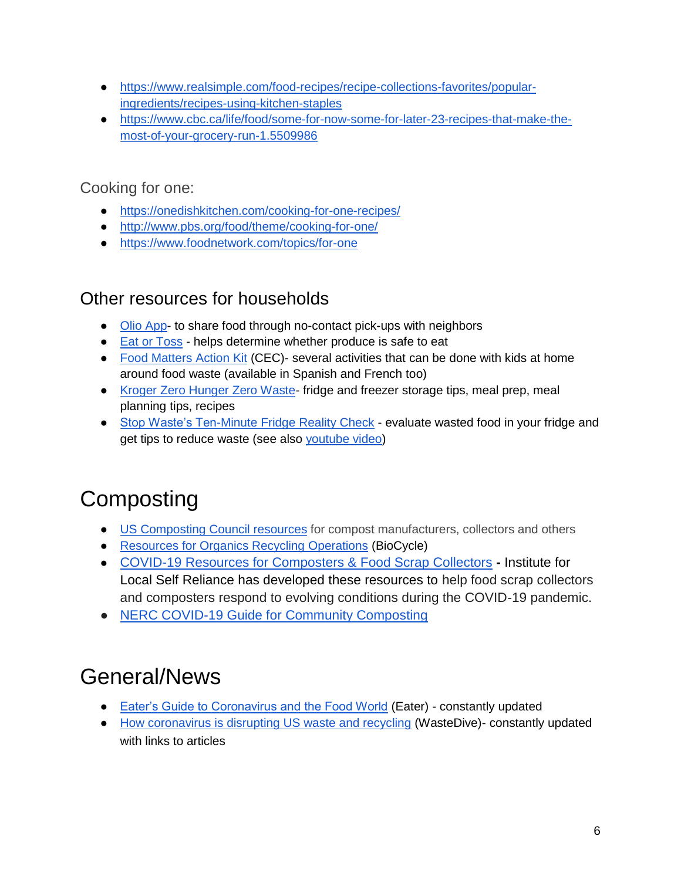- https://www.realsimple.com/food-recipes/recipe-collections-favorites/popular-ingredients/recipes-using-kitchen-staples
- https://www.cbc.ca/life/food/some-for-now-some-for-later-23-recipes-that-make-the-most-of-your-grocery-run-1.5509986

Cooking for one:

- https://onedishkitchen.com/cooking-for-one-recipes/
- http://www.pbs.org/food/theme/cooking-for-one/
- https://www.foodnetwork.com/topics/for-one

## Other resources for households

- Olio App- to share food through no-contact pick-ups with neighbors
- Eat or Toss - helps determine whether produce is safe to eat
- Food Matters Action Kit (CEC)- several activities that can be done with kids at home around food waste (available in Spanish and French too)
- Kroger Zero Hunger Zero Waste- fridge and freezer storage tips, meal prep, meal planning tips, recipes
- Stop Waste's Ten-Minute Fridge Reality Check - evaluate wasted food in your fridge and get tips to reduce waste (see also youtube video)

# Composting

- US Composting Council resources for compost manufacturers, collectors and others
- Resources for Organics Recycling Operations (BioCycle)
- COVID-19 Resources for Composters & Food Scrap Collectors **-** Institute for Local Self Reliance has developed these resources to help food scrap collectors and composters respond to evolving conditions during the COVID-19 pandemic.
- NERC COVID-19 Guide for Community Composting

# General/News

- Eater's Guide to Coronavirus and the Food World (Eater) - constantly updated
- How coronavirus is disrupting US waste and recycling (WasteDive)- constantly updated with links to articles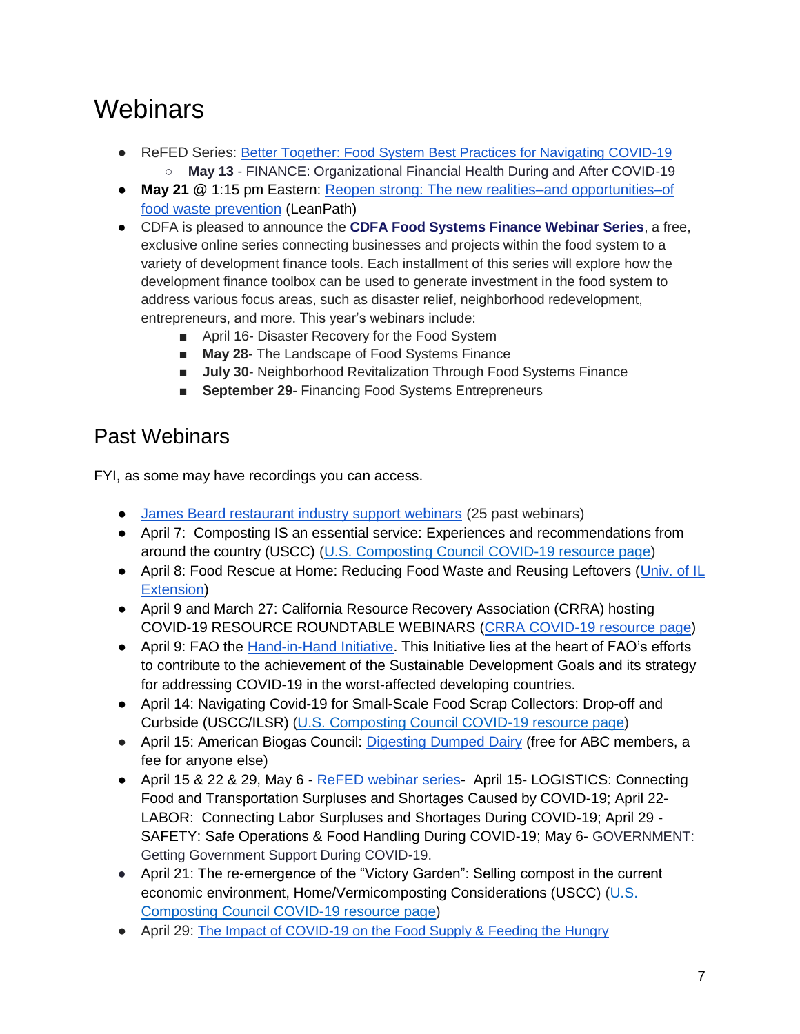# Webinars

- ReFED Series: [Better Together: Food System Best Practices for Navigating COVID-19]
  - **May 13** - FINANCE: Organizational Financial Health During and After COVID-19
- **May 21** @ 1:15 pm Eastern: [Reopen strong: The new realities–and opportunities–of food waste prevention] (LeanPath)
- CDFA is pleased to announce the **CDFA Food Systems Finance Webinar Series**, a free, exclusive online series connecting businesses and projects within the food system to a variety of development finance tools. Each installment of this series will explore how the development finance toolbox can be used to generate investment in the food system to address various focus areas, such as disaster relief, neighborhood redevelopment, entrepreneurs, and more. This year's webinars include:
  - April 16- Disaster Recovery for the Food System
  - **May 28**- The Landscape of Food Systems Finance
  - **July 30**- Neighborhood Revitalization Through Food Systems Finance
  - **September 29**- Financing Food Systems Entrepreneurs

## Past Webinars

FYI, as some may have recordings you can access.

- [James Beard restaurant industry support webinars] (25 past webinars)
- April 7: Composting IS an essential service: Experiences and recommendations from around the country (USCC) ([U.S. Composting Council COVID-19 resource page])
- April 8: Food Rescue at Home: Reducing Food Waste and Reusing Leftovers ([Univ. of IL Extension])
- April 9 and March 27: California Resource Recovery Association (CRRA) hosting COVID-19 RESOURCE ROUNDTABLE WEBINARS ([CRRA COVID-19 resource page])
- April 9: FAO the [Hand-in-Hand Initiative]. This Initiative lies at the heart of FAO's efforts to contribute to the achievement of the Sustainable Development Goals and its strategy for addressing COVID-19 in the worst-affected developing countries.
- April 14: Navigating Covid-19 for Small-Scale Food Scrap Collectors: Drop-off and Curbside (USCC/ILSR) ([U.S. Composting Council COVID-19 resource page])
- April 15: American Biogas Council: [Digesting Dumped Dairy] (free for ABC members, a fee for anyone else)
- April 15 & 22 & 29, May 6 - [ReFED webinar series]- April 15- LOGISTICS: Connecting Food and Transportation Surpluses and Shortages Caused by COVID-19; April 22- LABOR: Connecting Labor Surpluses and Shortages During COVID-19; April 29 - SAFETY: Safe Operations & Food Handling During COVID-19; May 6- GOVERNMENT: Getting Government Support During COVID-19.
- April 21: The re-emergence of the "Victory Garden": Selling compost in the current economic environment, Home/Vermicomposting Considerations (USCC) ([U.S. Composting Council COVID-19 resource page])
- April 29: [The Impact of COVID-19 on the Food Supply & Feeding the Hungry]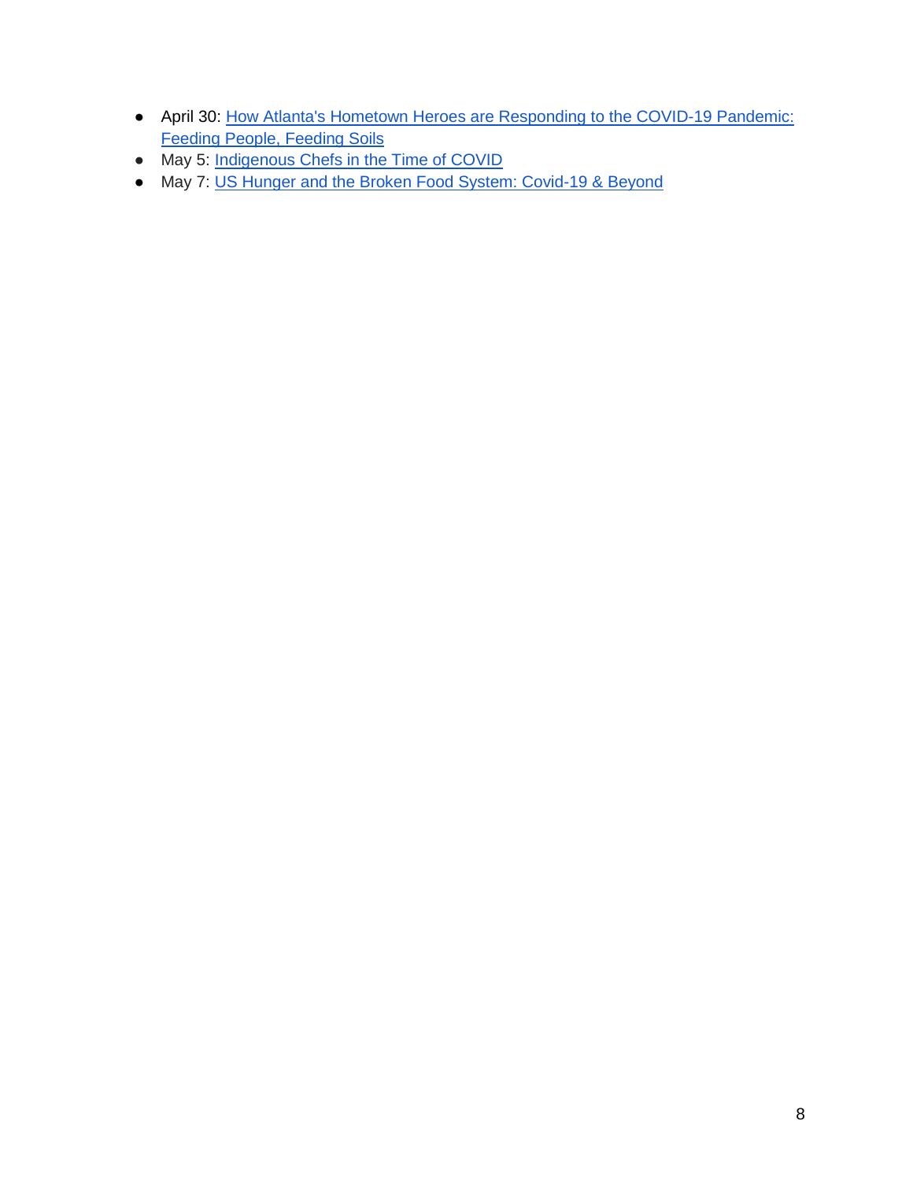- April 30: How Atlanta's Hometown Heroes are Responding to the COVID-19 Pandemic: Feeding People, Feeding Soils
- May 5: Indigenous Chefs in the Time of COVID
- May 7: US Hunger and the Broken Food System: Covid-19 & Beyond